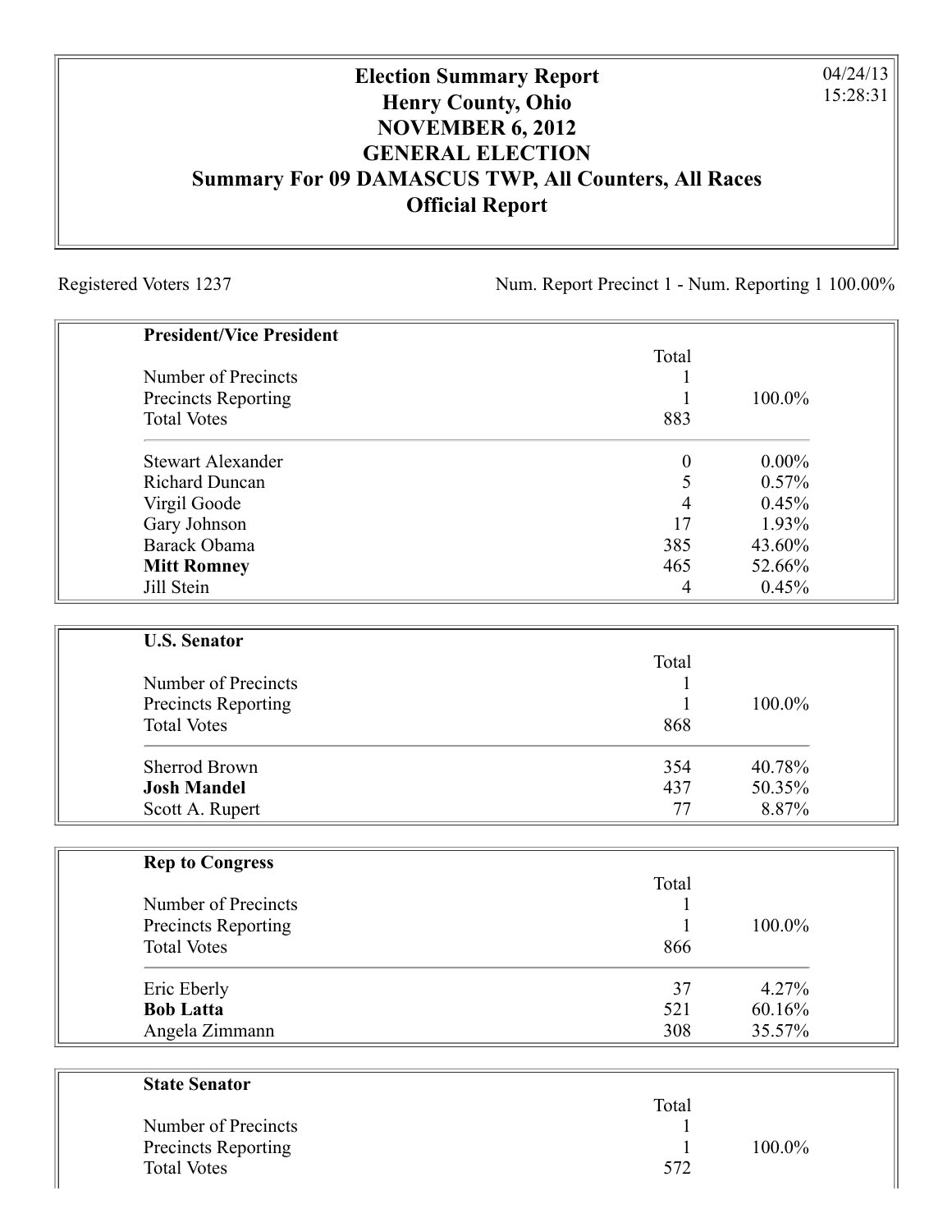# Election Summary Report
## Henry County, Ohio
## NOVEMBER 6, 2012
## GENERAL ELECTION
## Summary For 09 DAMASCUS TWP, All Counters, All Races
## Official Report

04/24/13
15:28:31

Registered Voters 1237

Num. Report Precinct 1 - Num. Reporting 1 100.00%

**President/Vice President**

| | Total | |
|---|---|---|
| Number of Precincts | 1 | |
| Precincts Reporting | 1 | 100.0% |
| Total Votes | 883 | |
| Stewart Alexander | 0 | 0.00% |
| Richard Duncan | 5 | 0.57% |
| Virgil Goode | 4 | 0.45% |
| Gary Johnson | 17 | 1.93% |
| Barack Obama | 385 | 43.60% |
| **Mitt Romney** | 465 | 52.66% |
| Jill Stein | 4 | 0.45% |

**U.S. Senator**

| | Total | |
|---|---|---|
| Number of Precincts | 1 | |
| Precincts Reporting | 1 | 100.0% |
| Total Votes | 868 | |
| Sherrod Brown | 354 | 40.78% |
| **Josh Mandel** | 437 | 50.35% |
| Scott A. Rupert | 77 | 8.87% |

**Rep to Congress**

| | Total | |
|---|---|---|
| Number of Precincts | 1 | |
| Precincts Reporting | 1 | 100.0% |
| Total Votes | 866 | |
| Eric Eberly | 37 | 4.27% |
| **Bob Latta** | 521 | 60.16% |
| Angela Zimmann | 308 | 35.57% |

**State Senator**

| | Total | |
|---|---|---|
| Number of Precincts | 1 | |
| Precincts Reporting | 1 | 100.0% |
| Total Votes | 572 | |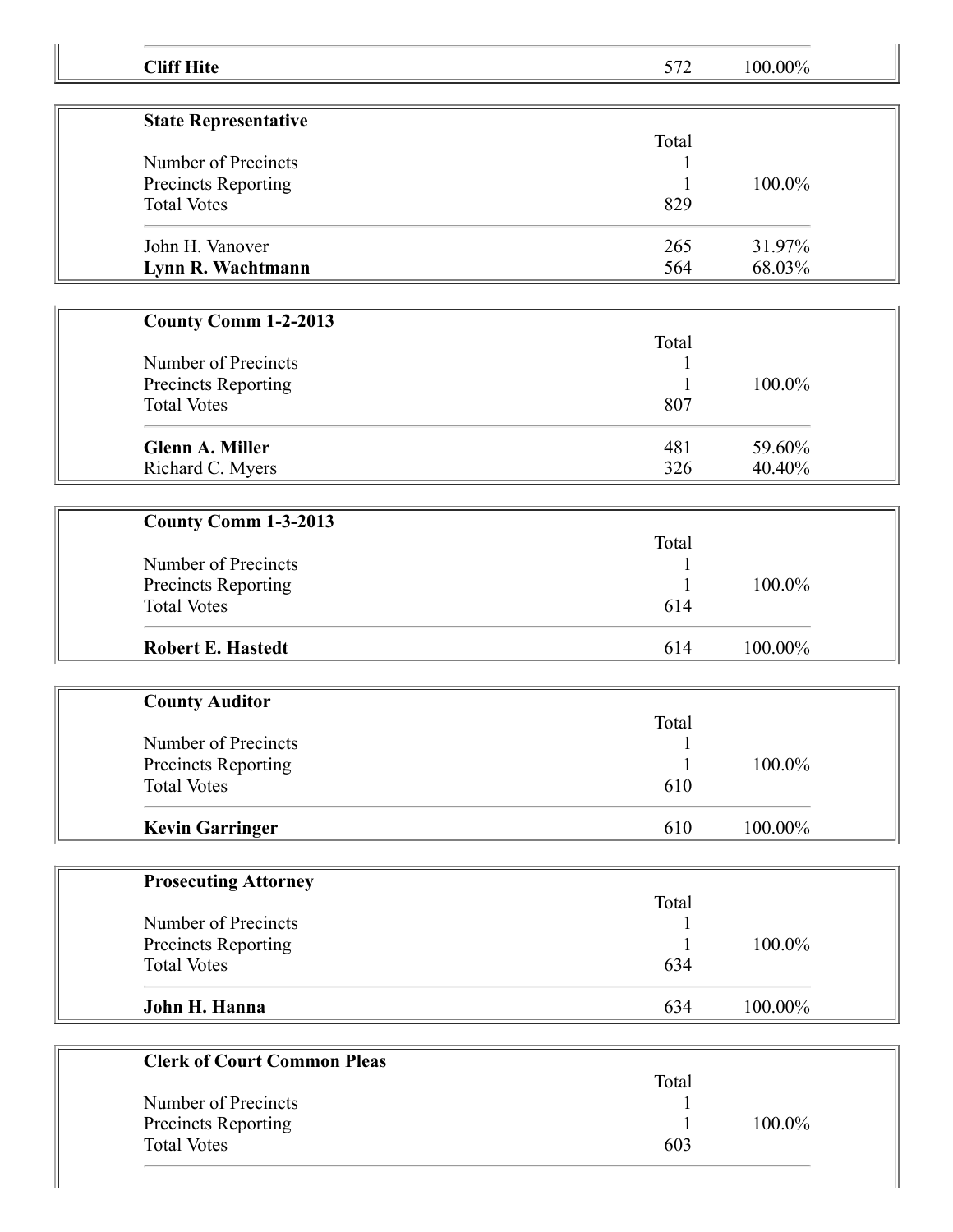| | | |
|---|---|---|
| **Cliff Hite** | 572 | 100.00% |

| **State Representative** | | |
|---|---|---|
| | Total | |
| Number of Precincts | 1 | |
| Precincts Reporting | 1 | 100.0% |
| Total Votes | 829 | |
| John H. Vanover | 265 | 31.97% |
| **Lynn R. Wachtmann** | 564 | 68.03% |

| **County Comm 1-2-2013** | | |
|---|---|---|
| | Total | |
| Number of Precincts | 1 | |
| Precincts Reporting | 1 | 100.0% |
| Total Votes | 807 | |
| **Glenn A. Miller** | 481 | 59.60% |
| Richard C. Myers | 326 | 40.40% |

| **County Comm 1-3-2013** | | |
|---|---|---|
| | Total | |
| Number of Precincts | 1 | |
| Precincts Reporting | 1 | 100.0% |
| Total Votes | 614 | |
| **Robert E. Hastedt** | 614 | 100.00% |

| **County Auditor** | | |
|---|---|---|
| | Total | |
| Number of Precincts | 1 | |
| Precincts Reporting | 1 | 100.0% |
| Total Votes | 610 | |
| **Kevin Garringer** | 610 | 100.00% |

| **Prosecuting Attorney** | | |
|---|---|---|
| | Total | |
| Number of Precincts | 1 | |
| Precincts Reporting | 1 | 100.0% |
| Total Votes | 634 | |
| **John H. Hanna** | 634 | 100.00% |

| **Clerk of Court Common Pleas** | | |
|---|---|---|
| | Total | |
| Number of Precincts | 1 | |
| Precincts Reporting | 1 | 100.0% |
| Total Votes | 603 | |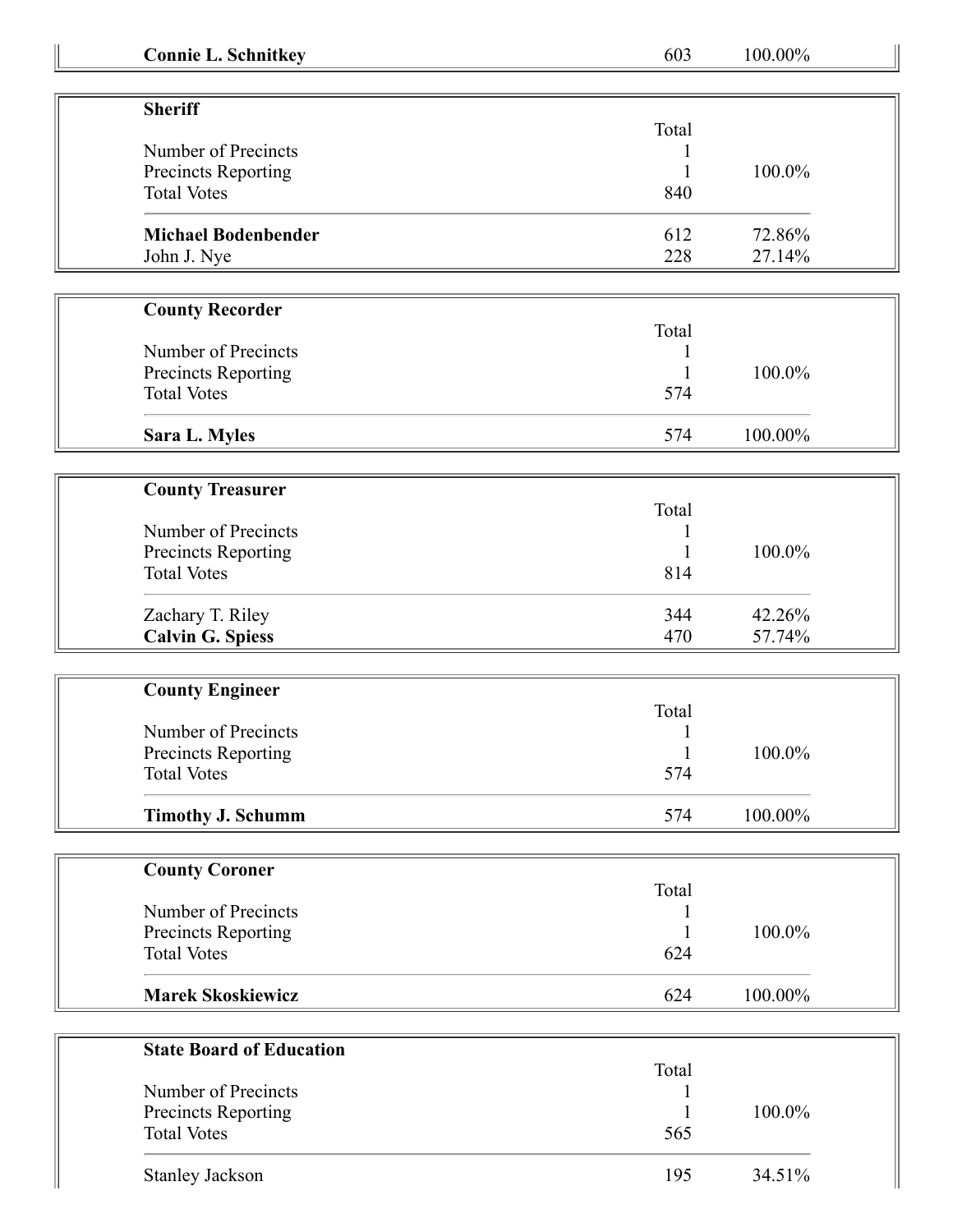| | | |
|---|---|---|
| **Connie L. Schnitkey** | 603 | 100.00% |

**Sheriff**

| | Total | |
|---|---|---|
| Number of Precincts | 1 | |
| Precincts Reporting | 1 | 100.0% |
| Total Votes | 840 | |
| **Michael Bodenbender** | 612 | 72.86% |
| John J. Nye | 228 | 27.14% |

**County Recorder**

| | Total | |
|---|---|---|
| Number of Precincts | 1 | |
| Precincts Reporting | 1 | 100.0% |
| Total Votes | 574 | |
| **Sara L. Myles** | 574 | 100.00% |

**County Treasurer**

| | Total | |
|---|---|---|
| Number of Precincts | 1 | |
| Precincts Reporting | 1 | 100.0% |
| Total Votes | 814 | |
| Zachary T. Riley | 344 | 42.26% |
| **Calvin G. Spiess** | 470 | 57.74% |

**County Engineer**

| | Total | |
|---|---|---|
| Number of Precincts | 1 | |
| Precincts Reporting | 1 | 100.0% |
| Total Votes | 574 | |
| **Timothy J. Schumm** | 574 | 100.00% |

**County Coroner**

| | Total | |
|---|---|---|
| Number of Precincts | 1 | |
| Precincts Reporting | 1 | 100.0% |
| Total Votes | 624 | |
| **Marek Skoskiewicz** | 624 | 100.00% |

**State Board of Education**

| | Total | |
|---|---|---|
| Number of Precincts | 1 | |
| Precincts Reporting | 1 | 100.0% |
| Total Votes | 565 | |
| Stanley Jackson | 195 | 34.51% |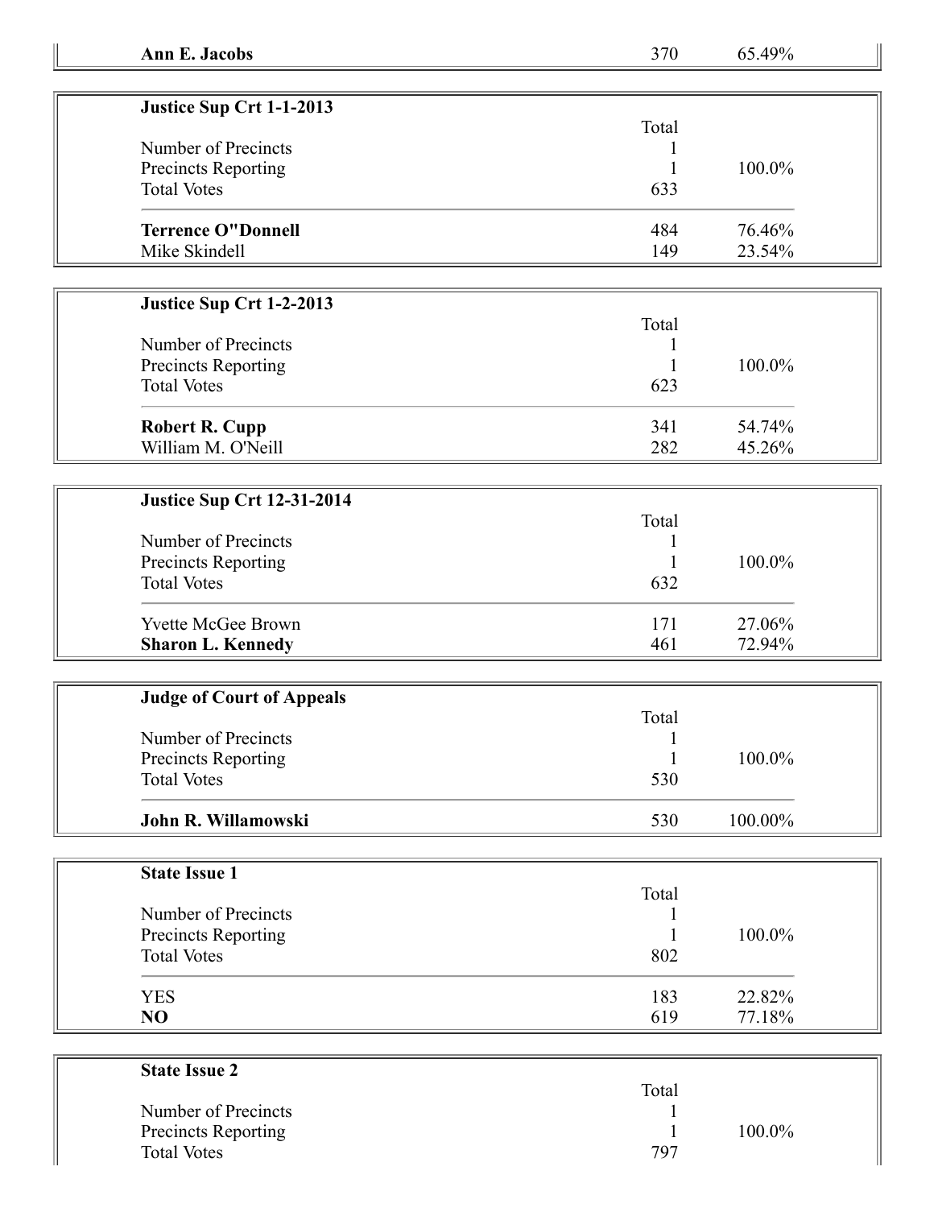| | | |
|---|---|---|
| **Ann E. Jacobs** | 370 | 65.49% |

| **Justice Sup Crt 1-1-2013** | | |
|---|---|---|
| | Total | |
| Number of Precincts | 1 | |
| Precincts Reporting | 1 | 100.0% |
| Total Votes | 633 | |
| **Terrence O"Donnell** | 484 | 76.46% |
| Mike Skindell | 149 | 23.54% |

| **Justice Sup Crt 1-2-2013** | | |
|---|---|---|
| | Total | |
| Number of Precincts | 1 | |
| Precincts Reporting | 1 | 100.0% |
| Total Votes | 623 | |
| **Robert R. Cupp** | 341 | 54.74% |
| William M. O'Neill | 282 | 45.26% |

| **Justice Sup Crt 12-31-2014** | | |
|---|---|---|
| | Total | |
| Number of Precincts | 1 | |
| Precincts Reporting | 1 | 100.0% |
| Total Votes | 632 | |
| Yvette McGee Brown | 171 | 27.06% |
| **Sharon L. Kennedy** | 461 | 72.94% |

| **Judge of Court of Appeals** | | |
|---|---|---|
| | Total | |
| Number of Precincts | 1 | |
| Precincts Reporting | 1 | 100.0% |
| Total Votes | 530 | |
| **John R. Willamowski** | 530 | 100.00% |

| **State Issue 1** | | |
|---|---|---|
| | Total | |
| Number of Precincts | 1 | |
| Precincts Reporting | 1 | 100.0% |
| Total Votes | 802 | |
| YES | 183 | 22.82% |
| **NO** | 619 | 77.18% |

| **State Issue 2** | | |
|---|---|---|
| | Total | |
| Number of Precincts | 1 | |
| Precincts Reporting | 1 | 100.0% |
| Total Votes | 797 | |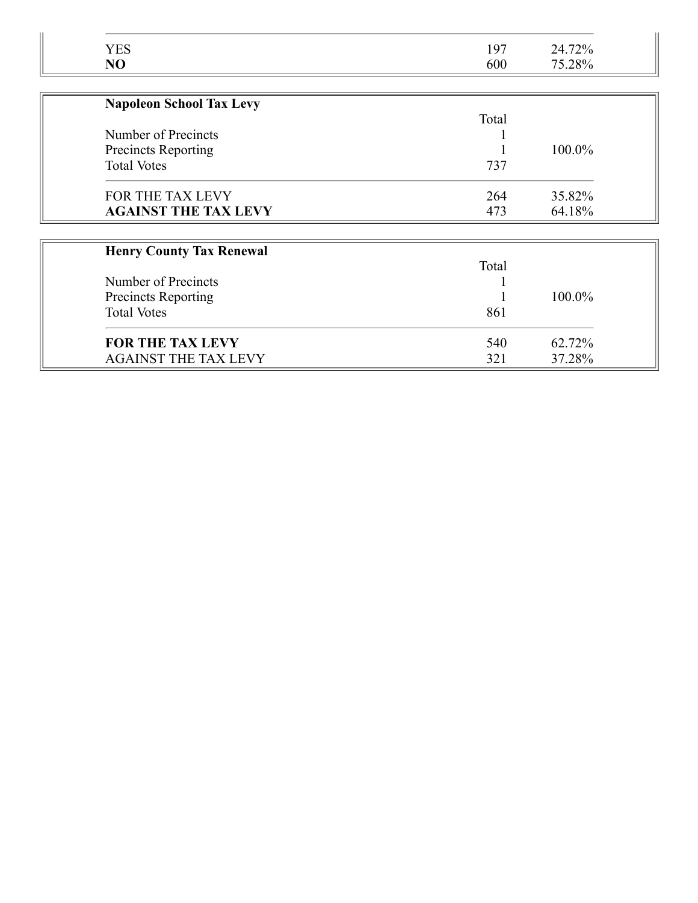| | | |
|---|---|---|
| YES | 197 | 24.72% |
| **NO** | 600 | 75.28% |

| **Napoleon School Tax Levy** | | |
|---|---|---|
| | Total | |
| Number of Precincts | 1 | |
| Precincts Reporting | 1 | 100.0% |
| Total Votes | 737 | |
| FOR THE TAX LEVY | 264 | 35.82% |
| **AGAINST THE TAX LEVY** | 473 | 64.18% |

| **Henry County Tax Renewal** | | |
|---|---|---|
| | Total | |
| Number of Precincts | 1 | |
| Precincts Reporting | 1 | 100.0% |
| Total Votes | 861 | |
| **FOR THE TAX LEVY** | 540 | 62.72% |
| AGAINST THE TAX LEVY | 321 | 37.28% |